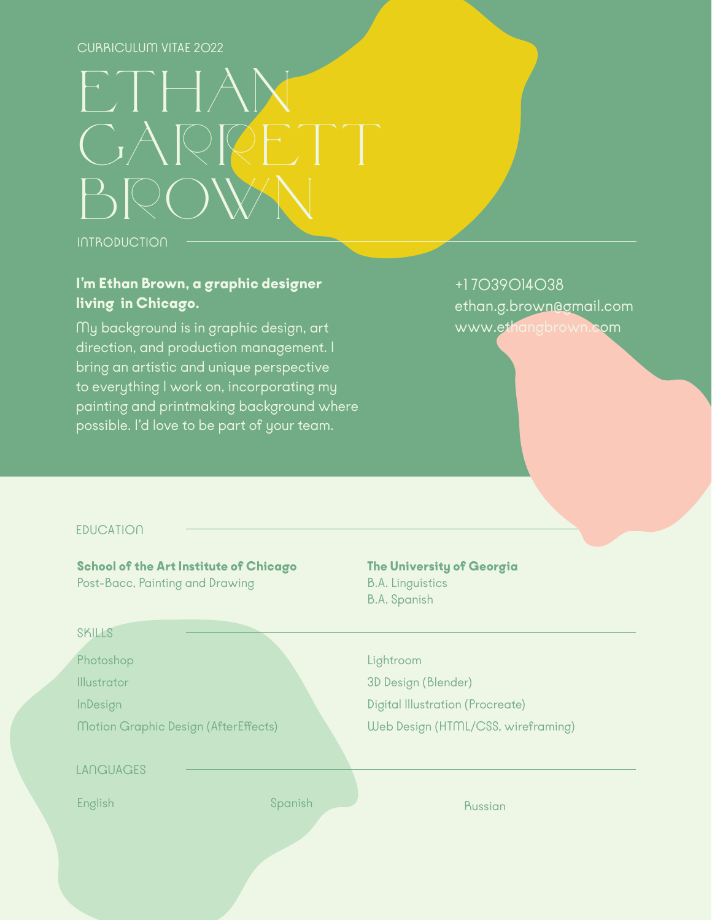CURRICULUM VITAE 2022

# ETHAN GARRETT BROWN

## INTRODUCTION

**I'm Ethan Brown, a graphic designer living in Chicago.**

My background is in graphic design, art direction, and production management. I bring an artistic and unique perspective to everything I work on, incorporating my painting and printmaking background where possible. I'd love to be part of your team.

+1 7039014038
ethan.g.brown@gmail.com
www.ethangbrown.com

## EDUCATION

**School of the Art Institute of Chicago**
Post-Bacc, Painting and Drawing

**The University of Georgia**
B.A. Linguistics
B.A. Spanish

## SKILLS

Photoshop
Illustrator
InDesign
Motion Graphic Design (AfterEffects)
Lightroom
3D Design (Blender)
Digital Illustration (Procreate)
Web Design (HTML/CSS, wireframing)

## LANGUAGES

English
Spanish
Russian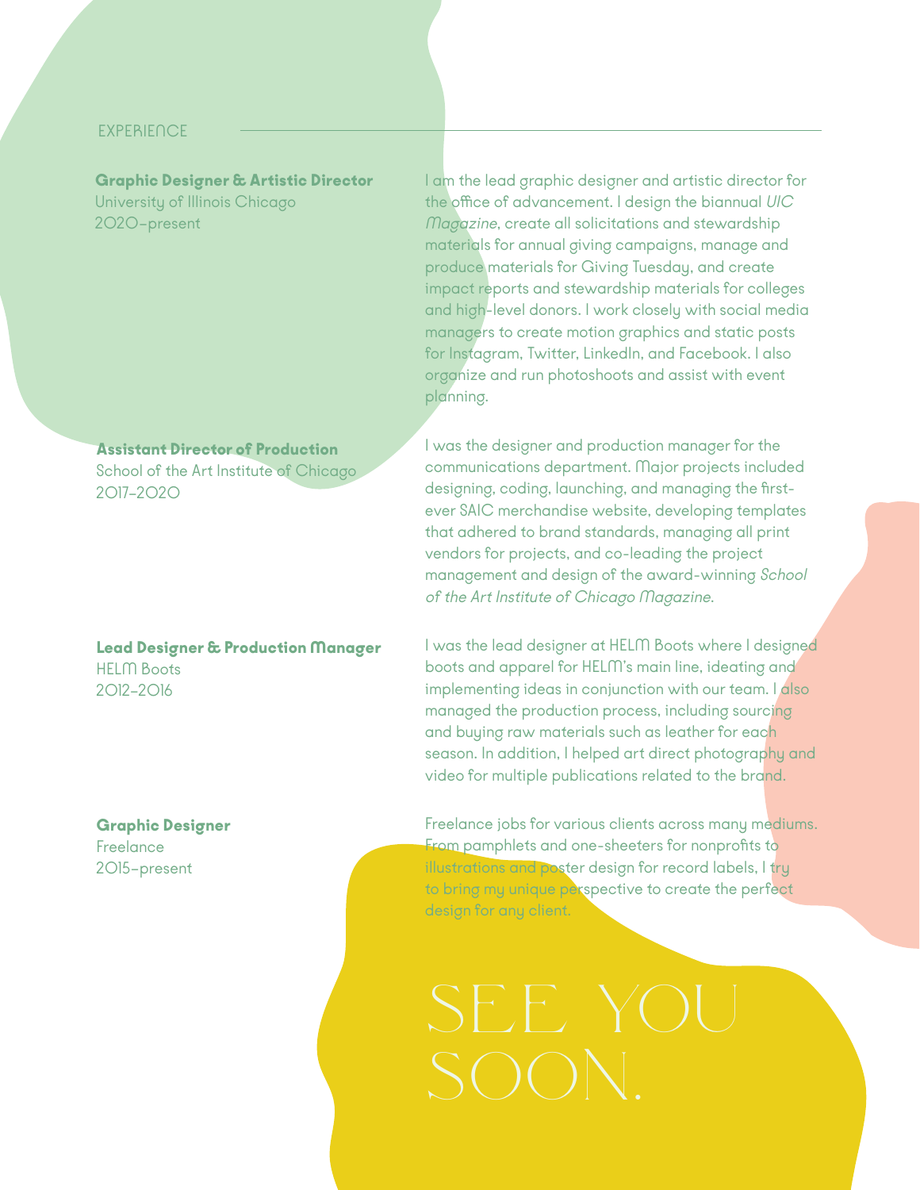## EXPERIENCE

**Graphic Designer & Artistic Director**
University of Illinois Chicago
2020–present

I am the lead graphic designer and artistic director for the office of advancement. I design the biannual *UIC Magazine*, create all solicitations and stewardship materials for annual giving campaigns, manage and produce materials for Giving Tuesday, and create impact reports and stewardship materials for colleges and high-level donors. I work closely with social media managers to create motion graphics and static posts for Instagram, Twitter, LinkedIn, and Facebook. I also organize and run photoshoots and assist with event planning.

**Assistant Director of Production**
School of the Art Institute of Chicago
2017–2020

I was the designer and production manager for the communications department. Major projects included designing, coding, launching, and managing the first-ever SAIC merchandise website, developing templates that adhered to brand standards, managing all print vendors for projects, and co-leading the project management and design of the award-winning *School of the Art Institute of Chicago Magazine*.

**Lead Designer & Production Manager**
HELM Boots
2012–2016

I was the lead designer at HELM Boots where I designed boots and apparel for HELM's main line, ideating and implementing ideas in conjunction with our team. I also managed the production process, including sourcing and buying raw materials such as leather for each season. In addition, I helped art direct photography and video for multiple publications related to the brand.

**Graphic Designer**
Freelance
2015–present

Freelance jobs for various clients across many mediums. From pamphlets and one-sheeters for nonprofits to illustrations and poster design for record labels, I try to bring my unique perspective to create the perfect design for any client.

SEE YOU SOON.